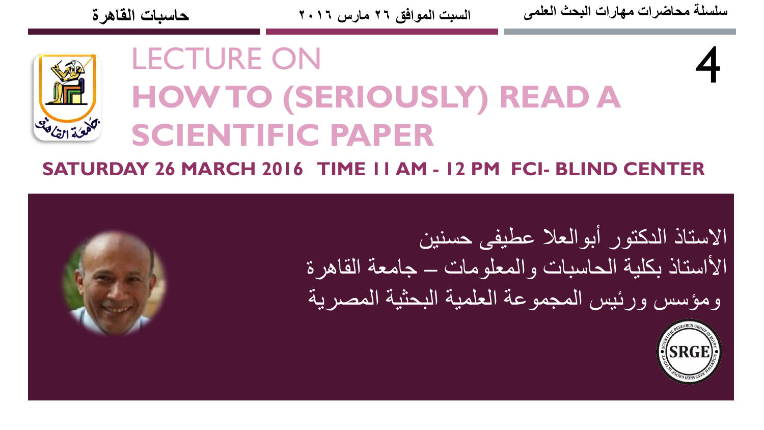سلسلة محاضرات مهارات البحث العلمى | السبت الموافق ٢٦ مارس ٢٠١٦ | حاسبات القاهرة

4

# LECTURE ON
# HOW TO (SERIOUSLY) READ A SCIENTIFIC PAPER

**SATURDAY 26 MARCH 2016 TIME 11 AM - 12 PM FCI- BLIND CENTER**

الاستاذ الدكتور أبوالعلا عطيفى حسنين

الأستاذ بكلية الحاسبات والمعلومات – جامعة القاهرة

ومؤسس ورئيس المجموعة العلمية البحثية المصرية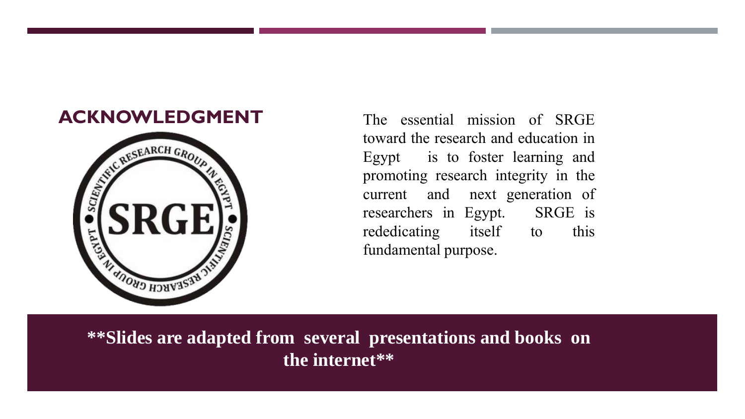## ACKNOWLEDGMENT

The essential mission of SRGE toward the research and education in Egypt is to foster learning and promoting research integrity in the current and next generation of researchers in Egypt. SRGE is rededicating itself to this fundamental purpose.

**\*\*Slides are adapted from several presentations and books on the internet\*\***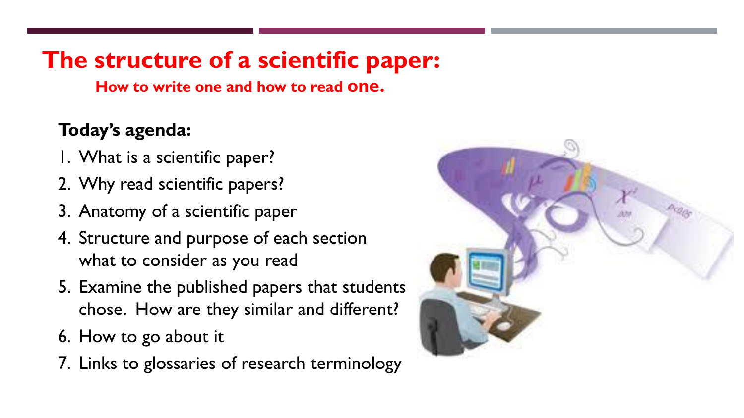# The structure of a scientific paper:

**How to write one and how to read one.**

**Today's agenda:**

1. What is a scientific paper?
2. Why read scientific papers?
3. Anatomy of a scientific paper
4. Structure and purpose of each section
   what to consider as you read
5. Examine the published papers that students chose. How are they similar and different?
6. How to go about it
7. Links to glossaries of research terminology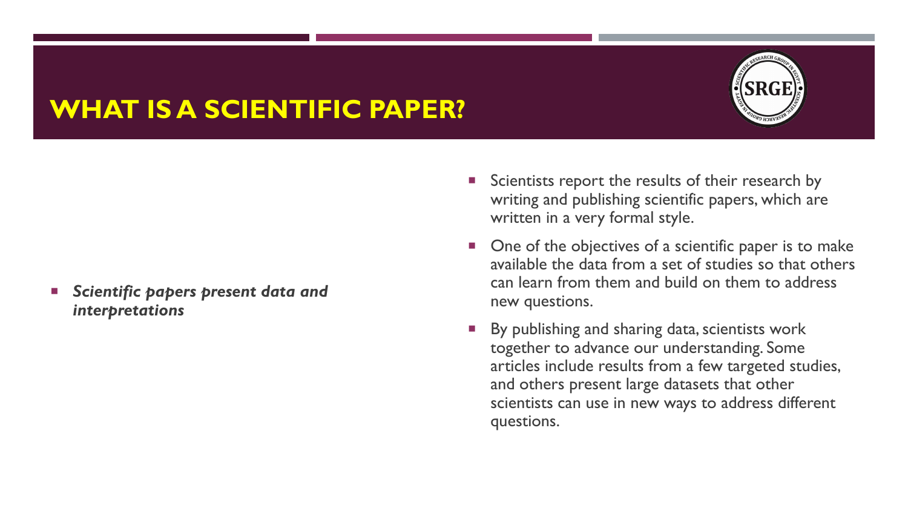# WHAT IS A SCIENTIFIC PAPER?

- ***Scientific papers present data and interpretations***

- Scientists report the results of their research by writing and publishing scientific papers, which are written in a very formal style.
- One of the objectives of a scientific paper is to make available the data from a set of studies so that others can learn from them and build on them to address new questions.
- By publishing and sharing data, scientists work together to advance our understanding. Some articles include results from a few targeted studies, and others present large datasets that other scientists can use in new ways to address different questions.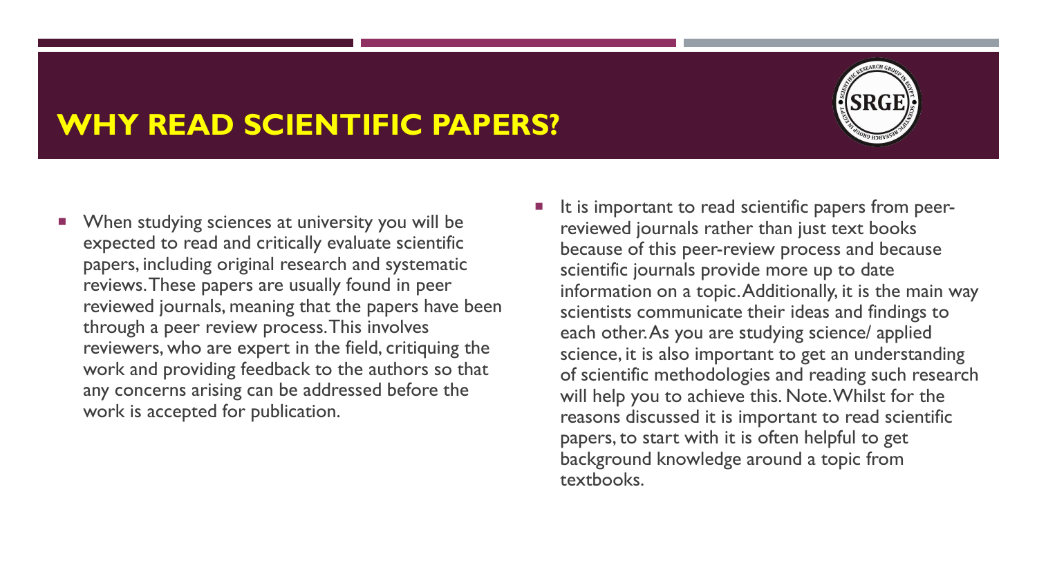# WHY READ SCIENTIFIC PAPERS?

- When studying sciences at university you will be expected to read and critically evaluate scientific papers, including original research and systematic reviews. These papers are usually found in peer reviewed journals, meaning that the papers have been through a peer review process. This involves reviewers, who are expert in the field, critiquing the work and providing feedback to the authors so that any concerns arising can be addressed before the work is accepted for publication.
- It is important to read scientific papers from peer-reviewed journals rather than just text books because of this peer-review process and because scientific journals provide more up to date information on a topic. Additionally, it is the main way scientists communicate their ideas and findings to each other. As you are studying science/ applied science, it is also important to get an understanding of scientific methodologies and reading such research will help you to achieve this. Note. Whilst for the reasons discussed it is important to read scientific papers, to start with it is often helpful to get background knowledge around a topic from textbooks.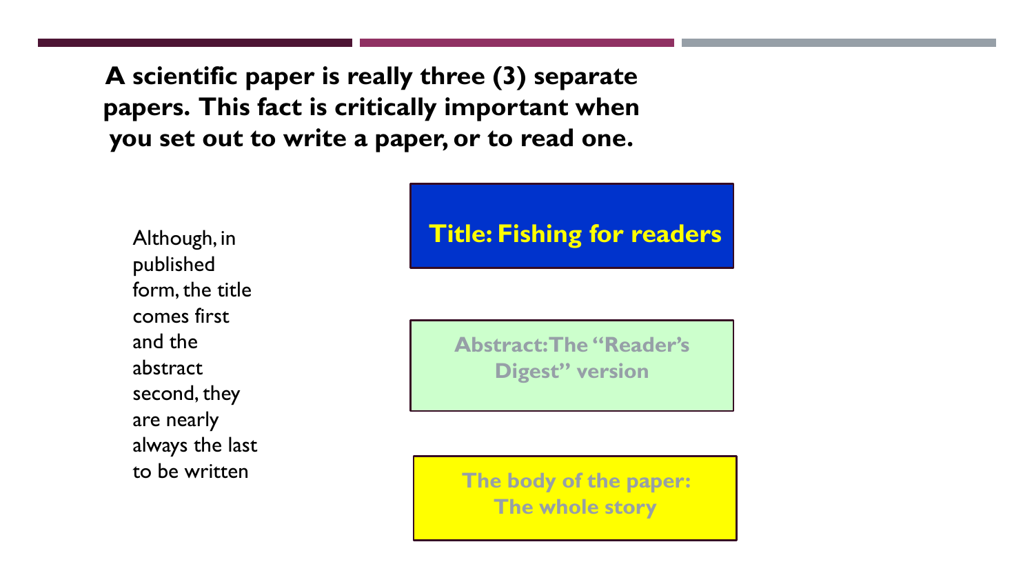**A scientific paper is really three (3) separate papers. This fact is critically important when you set out to write a paper, or to read one.**

Although, in published form, the title comes first and the abstract second, they are nearly always the last to be written

**Title: Fishing for readers**

**Abstract: The "Reader's Digest" version**

**The body of the paper: The whole story**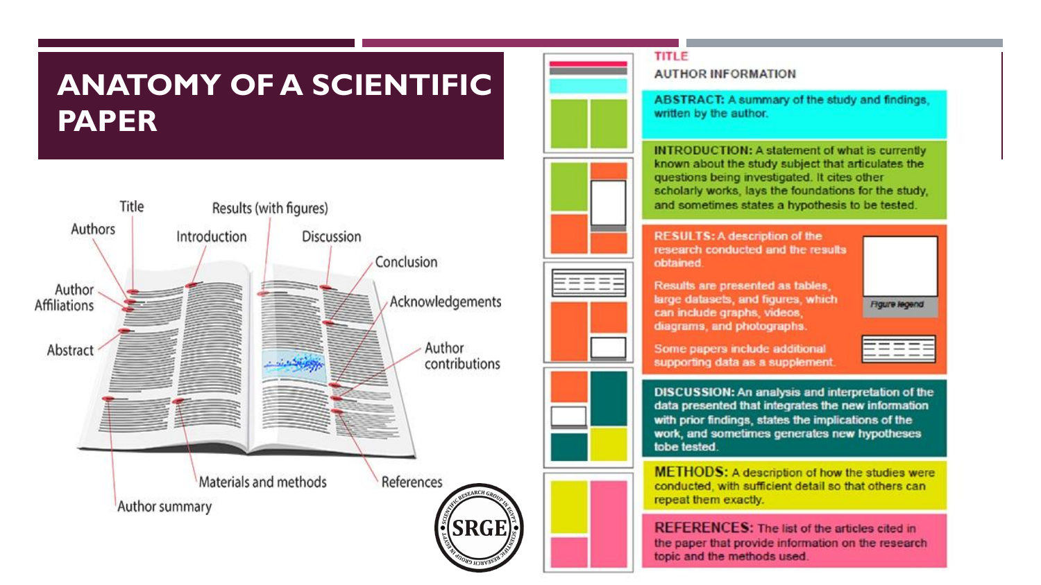# ANATOMY OF A SCIENTIFIC PAPER

Title

Authors

Author Affiliations

Abstract

Introduction

Results (with figures)

Discussion

Conclusion

Acknowledgements

Author contributions

Materials and methods

References

Author summary

TITLE

AUTHOR INFORMATION

**ABSTRACT:** A summary of the study and findings, written by the author.

**INTRODUCTION:** A statement of what is currently known about the study subject that articulates the questions being investigated. It cites other scholarly works, lays the foundations for the study, and sometimes states a hypothesis to be tested.

**RESULTS:** A description of the research conducted and the results obtained.

Results are presented as tables, large datasets, and figures, which can include graphs, videos, diagrams, and photographs.

Some papers include additional supporting data as a supplement.

Figure legend

**DISCUSSION:** An analysis and interpretation of the data presented that integrates the new information with prior findings, states the implications of the work, and sometimes generates new hypotheses tobe tested.

**METHODS:** A description of how the studies were conducted, with sufficient detail so that others can repeat them exactly.

**REFERENCES:** The list of the articles cited in the paper that provide information on the research topic and the methods used.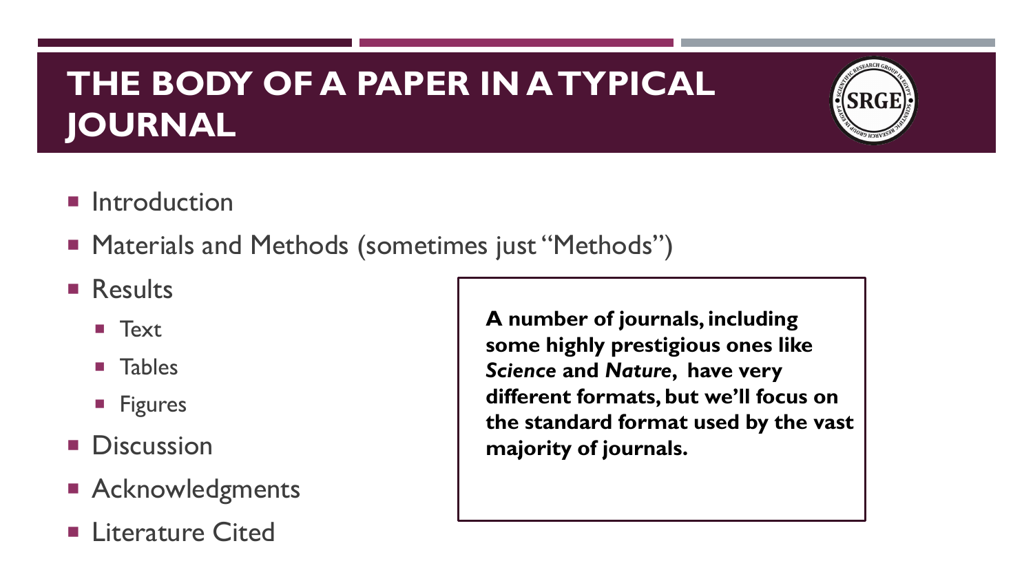# THE BODY OF A PAPER IN A TYPICAL JOURNAL

- Introduction
- Materials and Methods (sometimes just "Methods")
- Results
  - Text
  - Tables
  - Figures
- Discussion
- Acknowledgments
- Literature Cited

**A number of journals, including some highly prestigious ones like *Science* and *Nature*, have very different formats, but we'll focus on the standard format used by the vast majority of journals.**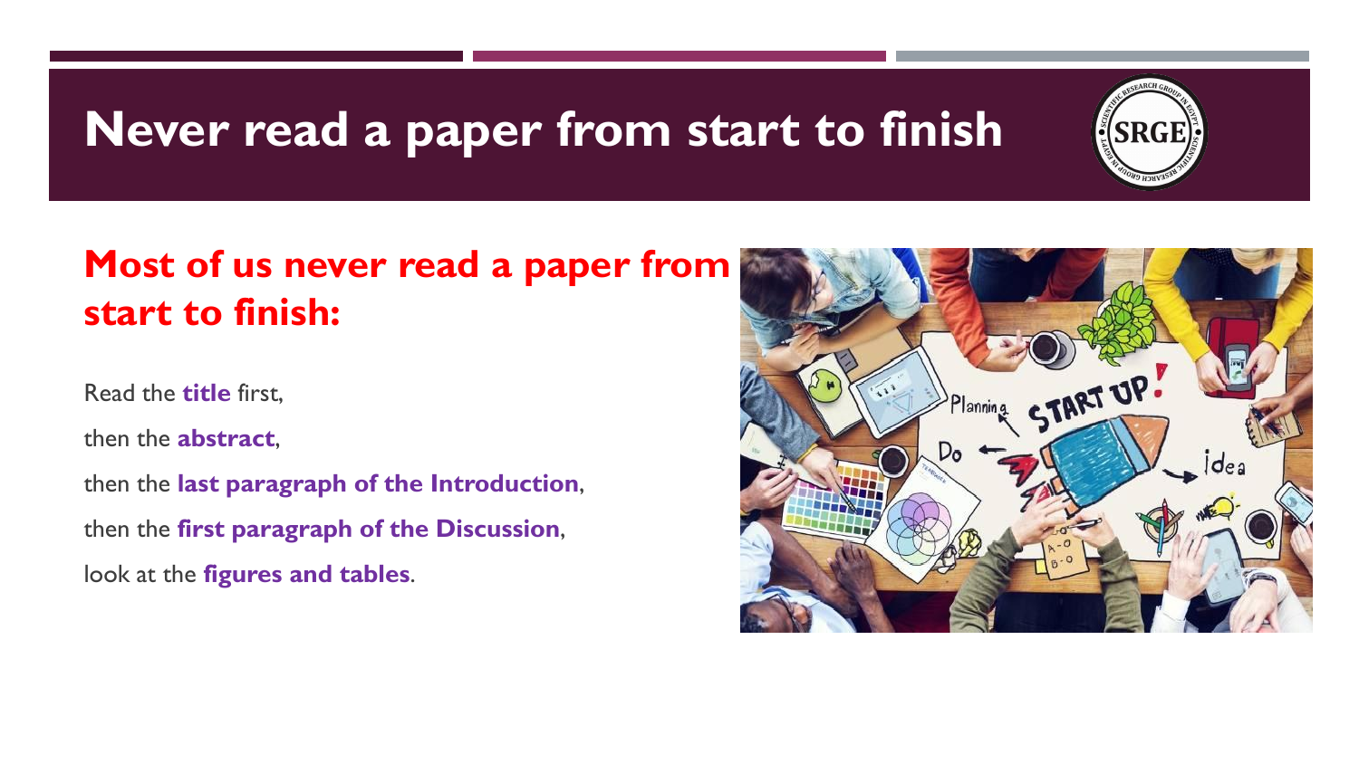# Never read a paper from start to finish

## Most of us never read a paper from start to finish:

Read the **title** first,

then the **abstract**,

then the **last paragraph of the Introduction**,

then the **first paragraph of the Discussion**,

look at the **figures and tables**.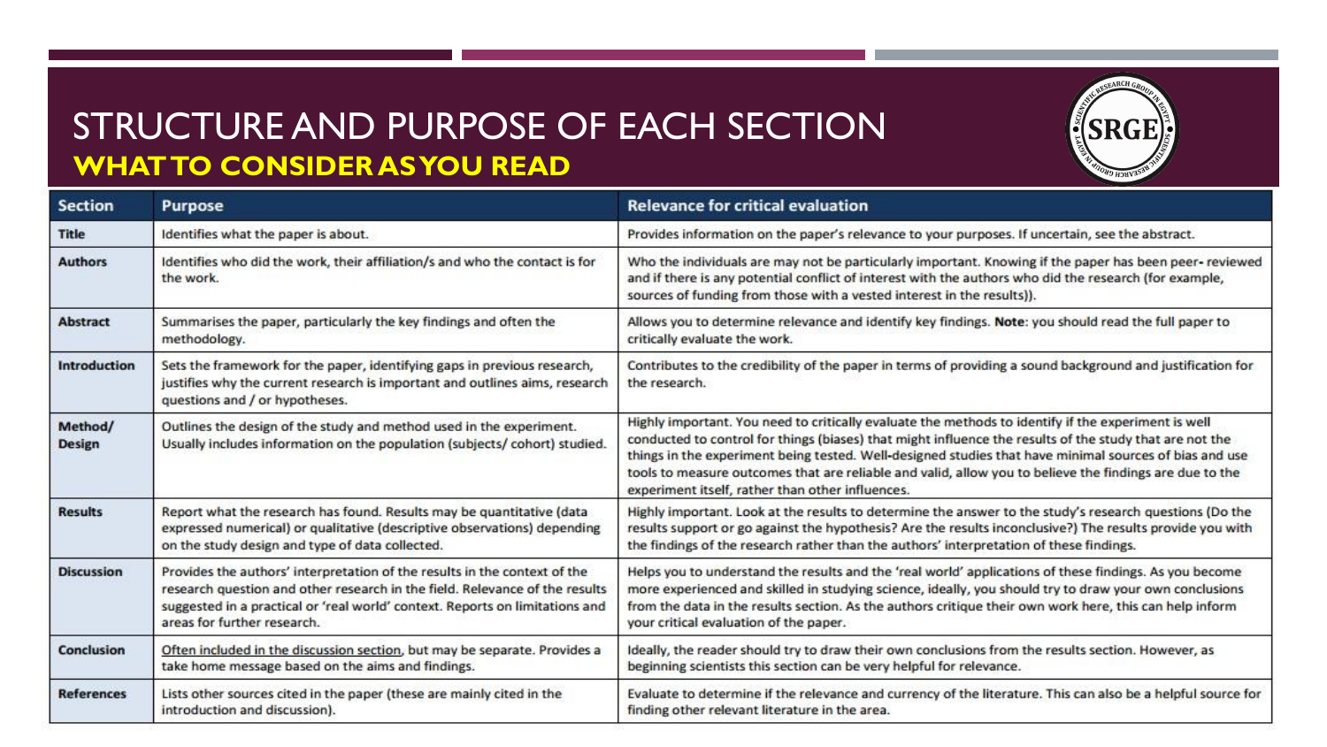# STRUCTURE AND PURPOSE OF EACH SECTION

## WHAT TO CONSIDER AS YOU READ

| Section | Purpose | Relevance for critical evaluation |
| --- | --- | --- |
| **Title** | Identifies what the paper is about. | Provides information on the paper's relevance to your purposes. If uncertain, see the abstract. |
| **Authors** | Identifies who did the work, their affiliation/s and who the contact is for the work. | Who the individuals are may not be particularly important. Knowing if the paper has been peer- reviewed and if there is any potential conflict of interest with the authors who did the research (for example, sources of funding from those with a vested interest in the results)). |
| **Abstract** | Summarises the paper, particularly the key findings and often the methodology. | Allows you to determine relevance and identify key findings. **Note**: you should read the full paper to critically evaluate the work. |
| **Introduction** | Sets the framework for the paper, identifying gaps in previous research, justifies why the current research is important and outlines aims, research questions and / or hypotheses. | Contributes to the credibility of the paper in terms of providing a sound background and justification for the research. |
| **Method/ Design** | Outlines the design of the study and method used in the experiment. Usually includes information on the population (subjects/ cohort) studied. | Highly important. You need to critically evaluate the methods to identify if the experiment is well conducted to control for things (biases) that might influence the results of the study that are not the things in the experiment being tested. Well-designed studies that have minimal sources of bias and use tools to measure outcomes that are reliable and valid, allow you to believe the findings are due to the experiment itself, rather than other influences. |
| **Results** | Report what the research has found. Results may be quantitative (data expressed numerical) or qualitative (descriptive observations) depending on the study design and type of data collected. | Highly important. Look at the results to determine the answer to the study's research questions (Do the results support or go against the hypothesis? Are the results inconclusive?) The results provide you with the findings of the research rather than the authors' interpretation of these findings. |
| **Discussion** | Provides the authors' interpretation of the results in the context of the research question and other research in the field. Relevance of the results suggested in a practical or 'real world' context. Reports on limitations and areas for further research. | Helps you to understand the results and the 'real world' applications of these findings. As you become more experienced and skilled in studying science, ideally, you should try to draw your own conclusions from the data in the results section. As the authors critique their own work here, this can help inform your critical evaluation of the paper. |
| **Conclusion** | Often included in the discussion section, but may be separate. Provides a take home message based on the aims and findings. | Ideally, the reader should try to draw their own conclusions from the results section. However, as beginning scientists this section can be very helpful for relevance. |
| **References** | Lists other sources cited in the paper (these are mainly cited in the introduction and discussion). | Evaluate to determine if the relevance and currency of the literature. This can also be a helpful source for finding other relevant literature in the area. |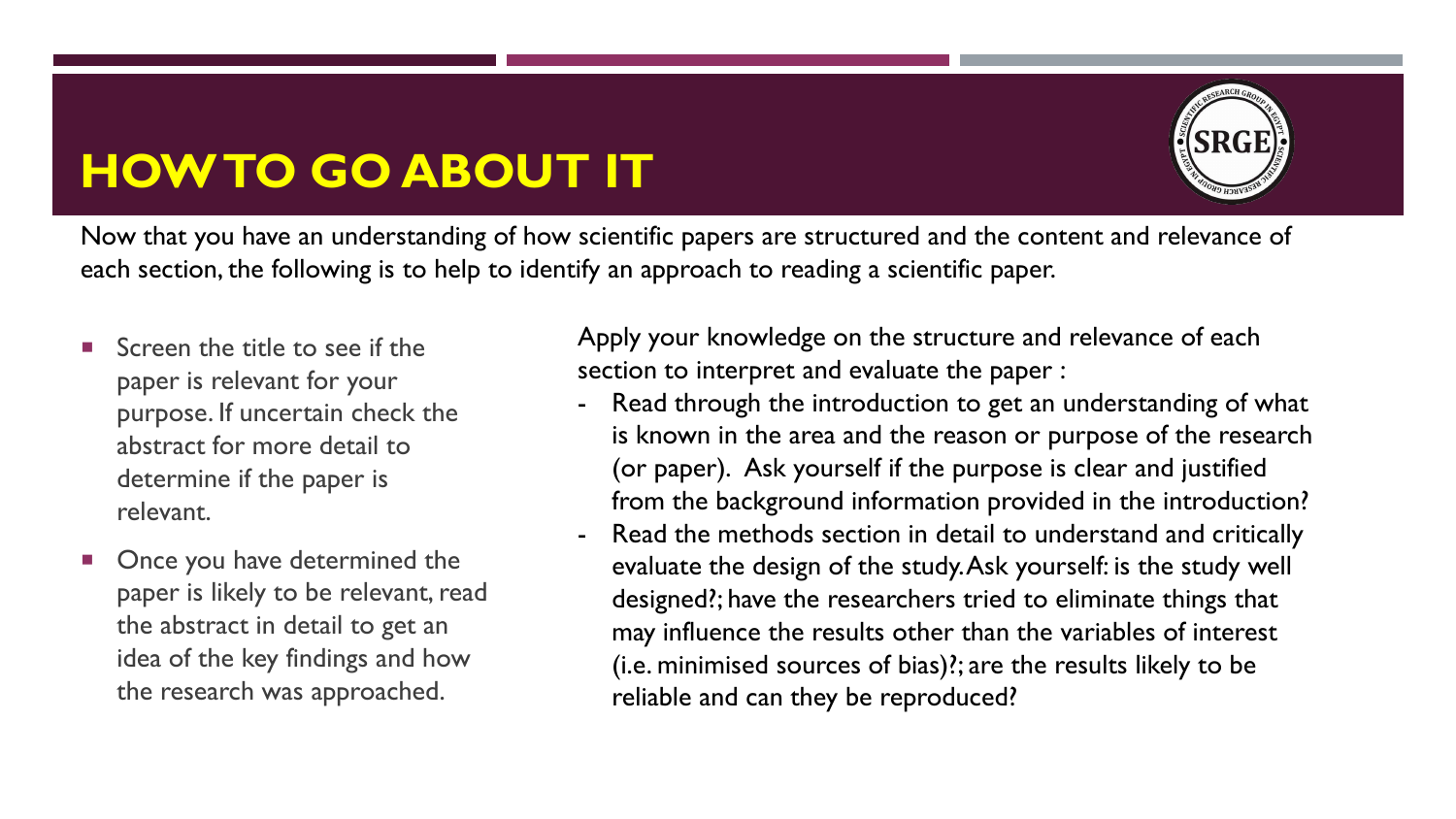# HOW TO GO ABOUT IT

Now that you have an understanding of how scientific papers are structured and the content and relevance of each section, the following is to help to identify an approach to reading a scientific paper.

- Screen the title to see if the paper is relevant for your purpose. If uncertain check the abstract for more detail to determine if the paper is relevant.
- Once you have determined the paper is likely to be relevant, read the abstract in detail to get an idea of the key findings and how the research was approached.

Apply your knowledge on the structure and relevance of each section to interpret and evaluate the paper :

- Read through the introduction to get an understanding of what is known in the area and the reason or purpose of the research (or paper). Ask yourself if the purpose is clear and justified from the background information provided in the introduction?
- Read the methods section in detail to understand and critically evaluate the design of the study. Ask yourself: is the study well designed?; have the researchers tried to eliminate things that may influence the results other than the variables of interest (i.e. minimised sources of bias)?; are the results likely to be reliable and can they be reproduced?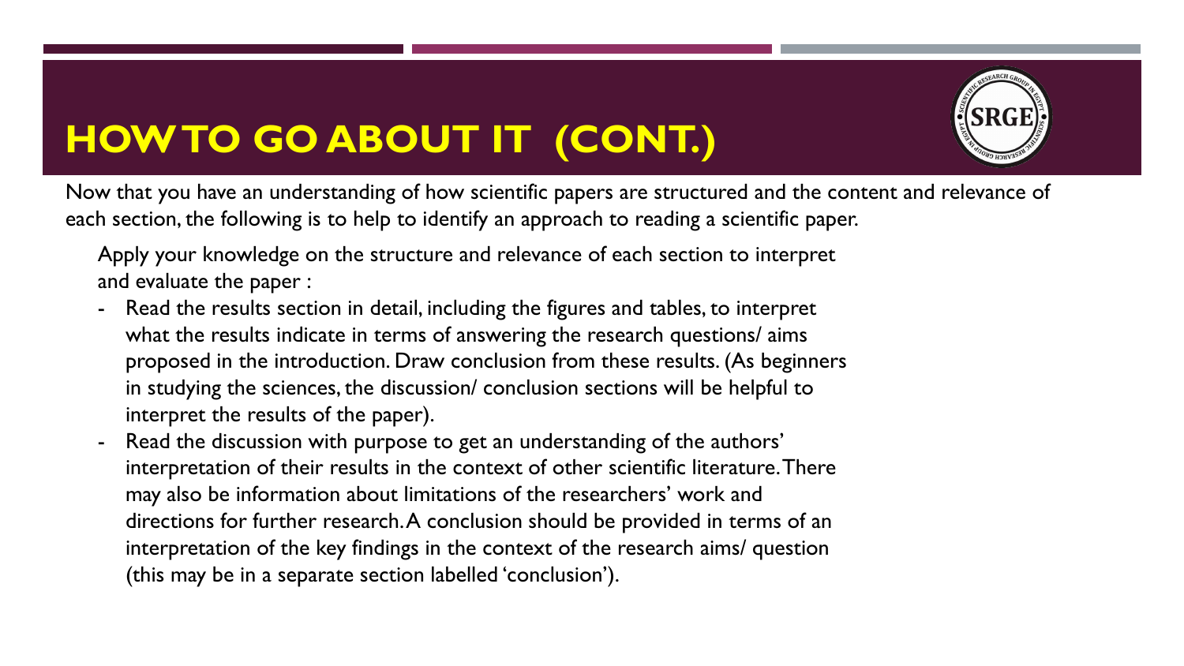# HOW TO GO ABOUT IT (CONT.)

Now that you have an understanding of how scientific papers are structured and the content and relevance of each section, the following is to help to identify an approach to reading a scientific paper.

Apply your knowledge on the structure and relevance of each section to interpret and evaluate the paper :

- Read the results section in detail, including the figures and tables, to interpret what the results indicate in terms of answering the research questions/ aims proposed in the introduction. Draw conclusion from these results. (As beginners in studying the sciences, the discussion/ conclusion sections will be helpful to interpret the results of the paper).
- Read the discussion with purpose to get an understanding of the authors' interpretation of their results in the context of other scientific literature. There may also be information about limitations of the researchers' work and directions for further research. A conclusion should be provided in terms of an interpretation of the key findings in the context of the research aims/ question (this may be in a separate section labelled 'conclusion').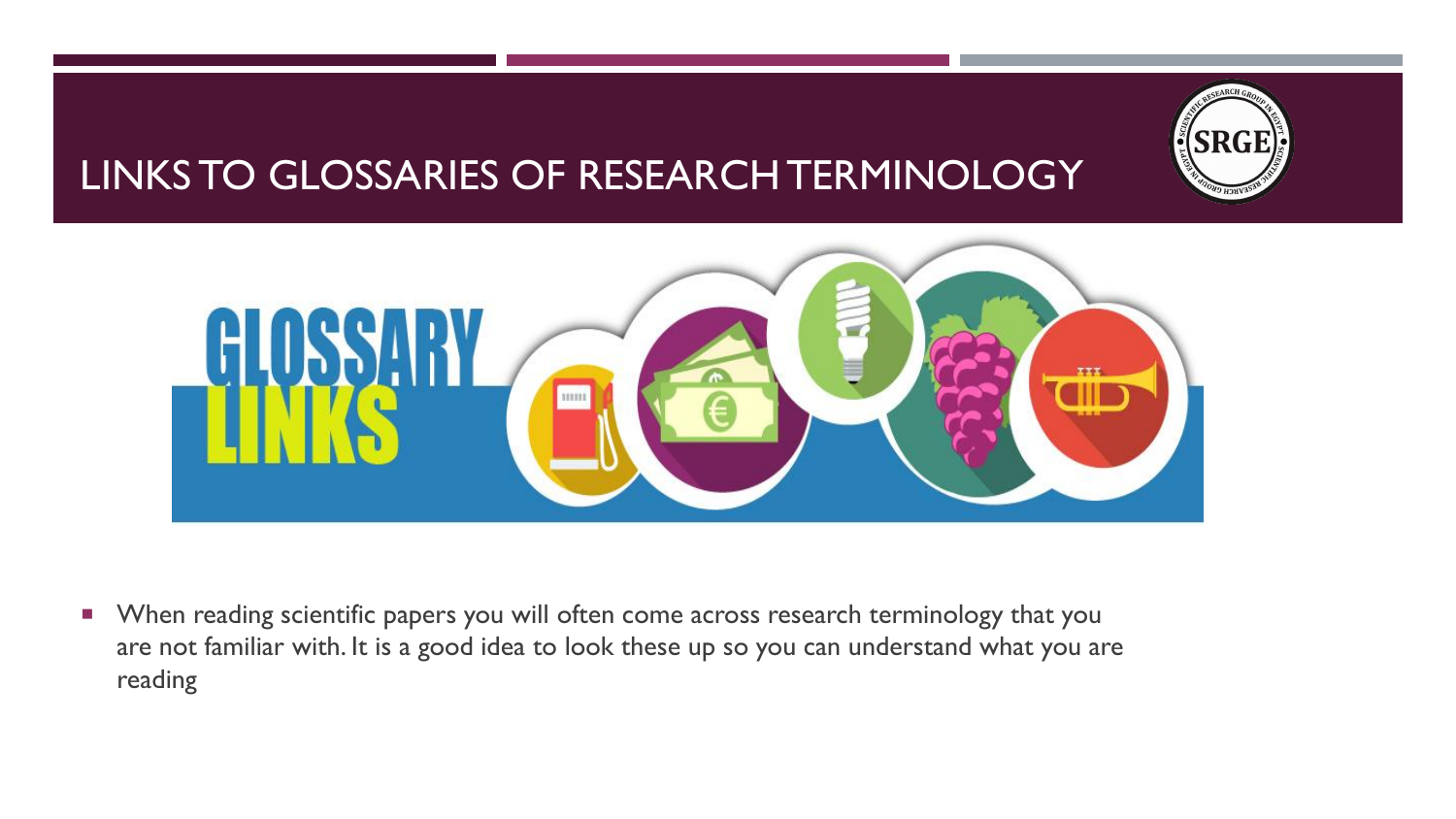# LINKS TO GLOSSARIES OF RESEARCH TERMINOLOGY

- When reading scientific papers you will often come across research terminology that you are not familiar with. It is a good idea to look these up so you can understand what you are reading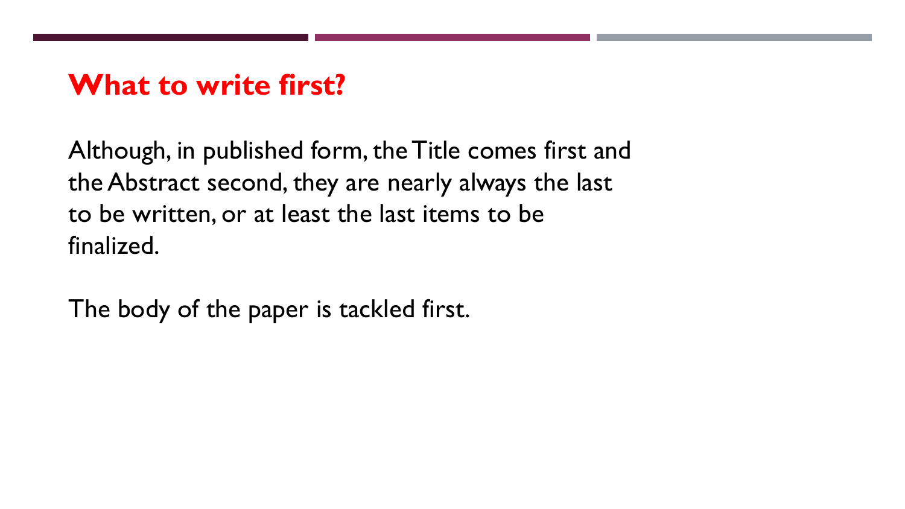# What to write first?

Although, in published form, the Title comes first and the Abstract second, they are nearly always the last to be written, or at least the last items to be finalized.

The body of the paper is tackled first.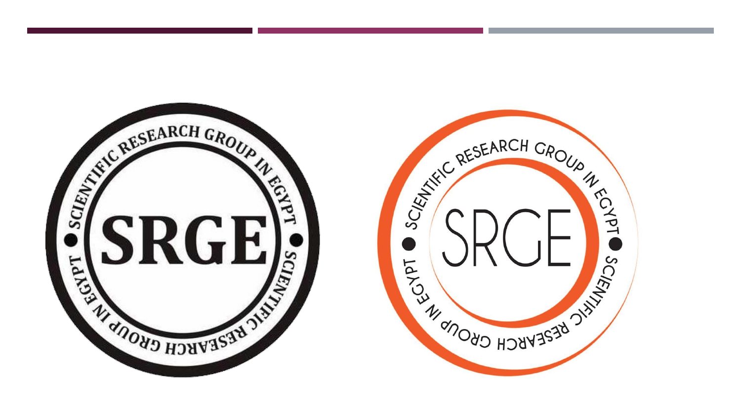SCIENTIFIC RESEARCH GROUP IN EGYPT

SRGE

SCIENTIFIC RESEARCH GROUP IN EGYPT

SRGE